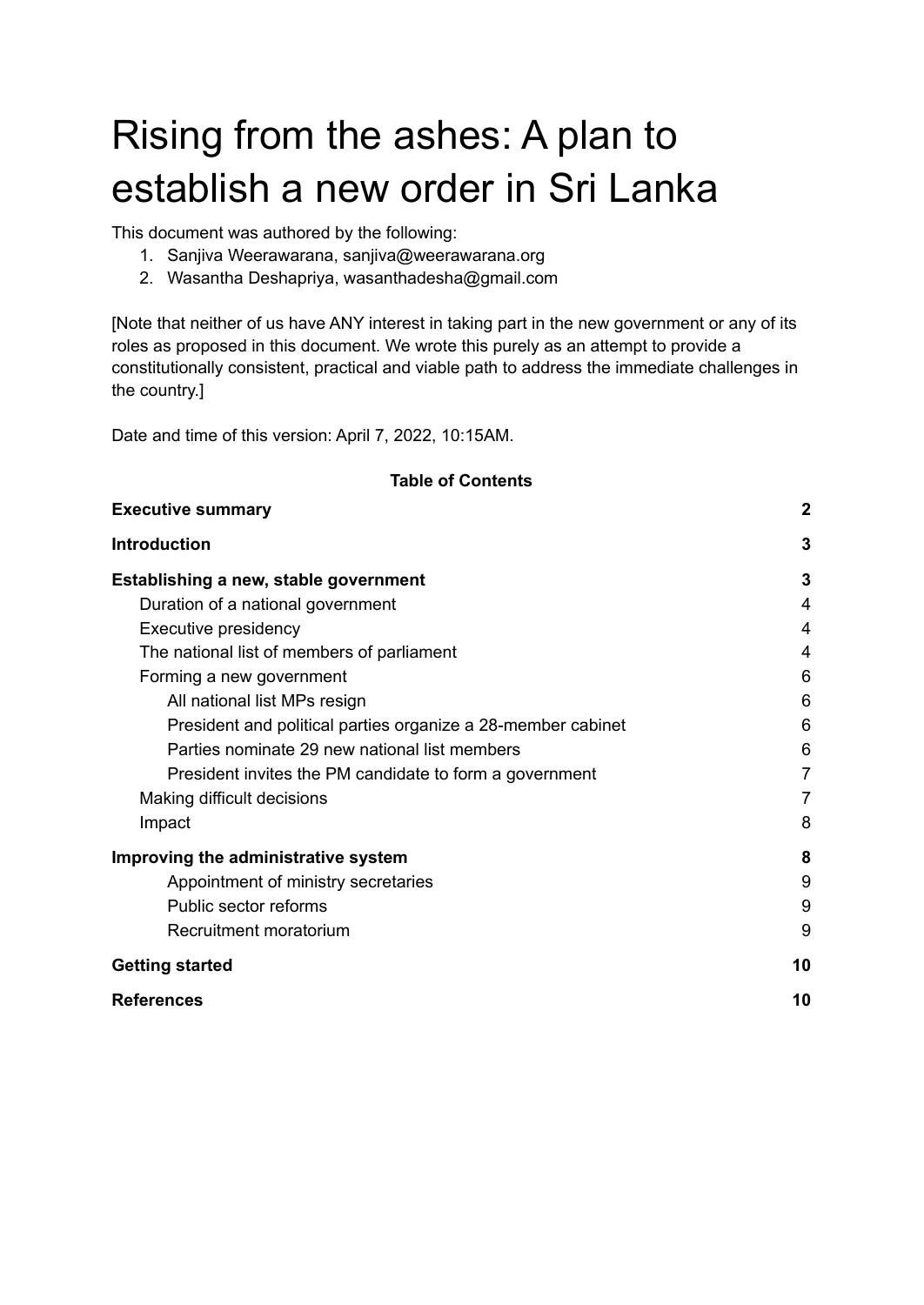# Rising from the ashes: A plan to establish a new order in Sri Lanka

This document was authored by the following:

1. Sanjiva Weerawarana, sanjiva@weerawarana.org
2. Wasantha Deshapriya, wasanthadesha@gmail.com

[Note that neither of us have ANY interest in taking part in the new government or any of its roles as proposed in this document. We wrote this purely as an attempt to provide a constitutionally consistent, practical and viable path to address the immediate challenges in the country.]

Date and time of this version: April 7, 2022, 10:15AM.

**Table of Contents**

- **Executive summary** — 2
- **Introduction** — 3
- **Establishing a new, stable government** — 3
  - Duration of a national government — 4
  - Executive presidency — 4
  - The national list of members of parliament — 4
  - Forming a new government — 6
    - All national list MPs resign — 6
    - President and political parties organize a 28-member cabinet — 6
    - Parties nominate 29 new national list members — 6
    - President invites the PM candidate to form a government — 7
  - Making difficult decisions — 7
  - Impact — 8
- **Improving the administrative system** — 8
    - Appointment of ministry secretaries — 9
    - Public sector reforms — 9
    - Recruitment moratorium — 9
- **Getting started** — 10
- **References** — 10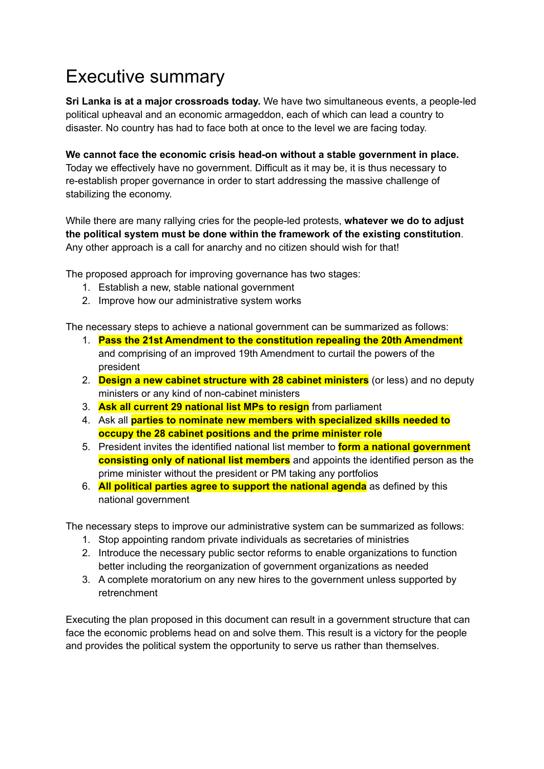# Executive summary

**Sri Lanka is at a major crossroads today.** We have two simultaneous events, a people-led political upheaval and an economic armageddon, each of which can lead a country to disaster. No country has had to face both at once to the level we are facing today.

**We cannot face the economic crisis head-on without a stable government in place.** Today we effectively have no government. Difficult as it may be, it is thus necessary to re-establish proper governance in order to start addressing the massive challenge of stabilizing the economy.

While there are many rallying cries for the people-led protests, **whatever we do to adjust the political system must be done within the framework of the existing constitution**. Any other approach is a call for anarchy and no citizen should wish for that!

The proposed approach for improving governance has two stages:

1. Establish a new, stable national government
2. Improve how our administrative system works

The necessary steps to achieve a national government can be summarized as follows:

1. **Pass the 21st Amendment to the constitution repealing the 20th Amendment** and comprising of an improved 19th Amendment to curtail the powers of the president
2. **Design a new cabinet structure with 28 cabinet ministers** (or less) and no deputy ministers or any kind of non-cabinet ministers
3. **Ask all current 29 national list MPs to resign** from parliament
4. Ask all **parties to nominate new members with specialized skills needed to occupy the 28 cabinet positions and the prime minister role**
5. President invites the identified national list member to **form a national government consisting only of national list members** and appoints the identified person as the prime minister without the president or PM taking any portfolios
6. **All political parties agree to support the national agenda** as defined by this national government

The necessary steps to improve our administrative system can be summarized as follows:

1. Stop appointing random private individuals as secretaries of ministries
2. Introduce the necessary public sector reforms to enable organizations to function better including the reorganization of government organizations as needed
3. A complete moratorium on any new hires to the government unless supported by retrenchment

Executing the plan proposed in this document can result in a government structure that can face the economic problems head on and solve them. This result is a victory for the people and provides the political system the opportunity to serve us rather than themselves.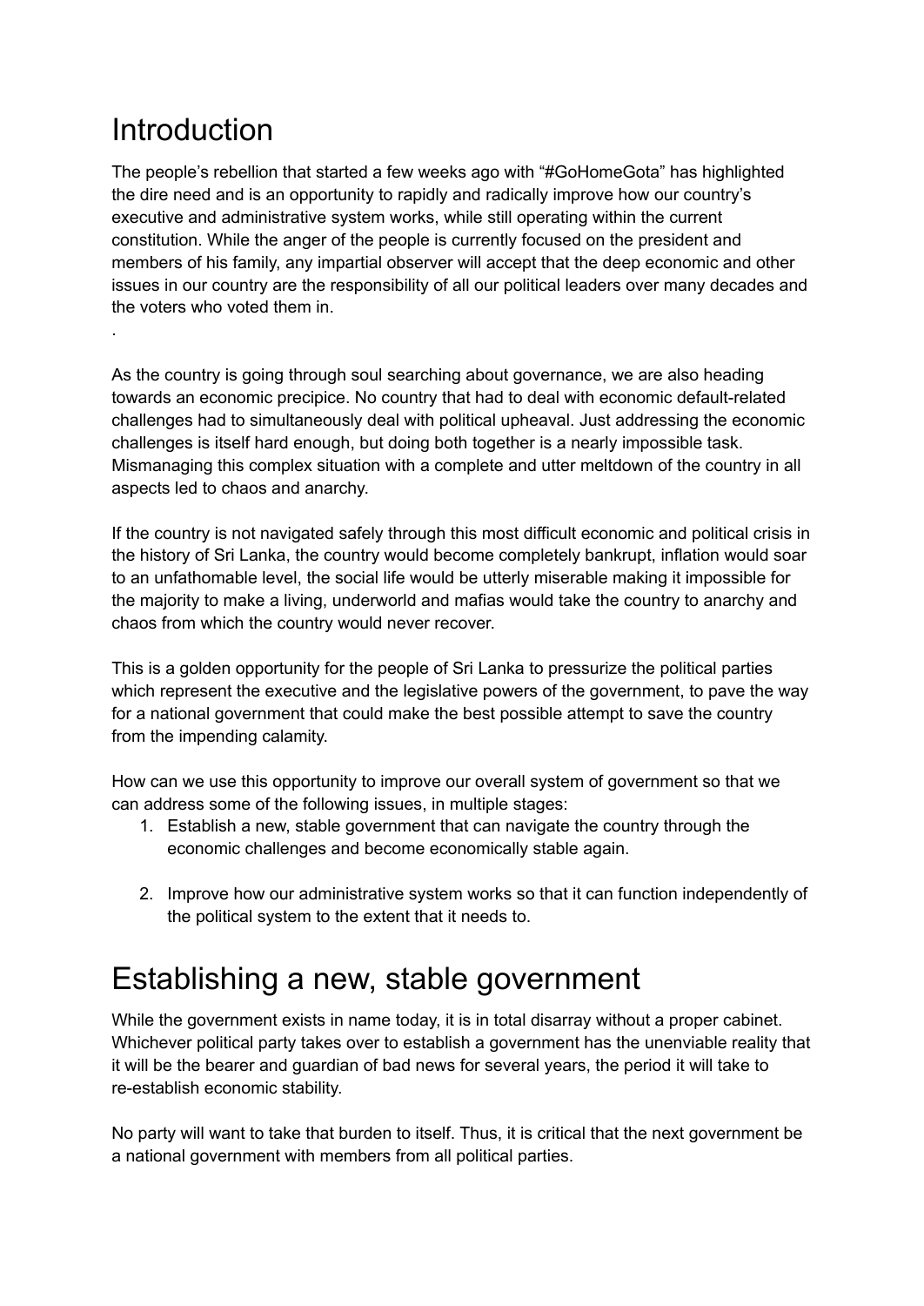# Introduction

The people's rebellion that started a few weeks ago with "#GoHomeGota" has highlighted the dire need and is an opportunity to rapidly and radically improve how our country's executive and administrative system works, while still operating within the current constitution. While the anger of the people is currently focused on the president and members of his family, any impartial observer will accept that the deep economic and other issues in our country are the responsibility of all our political leaders over many decades and the voters who voted them in.

.

As the country is going through soul searching about governance, we are also heading towards an economic precipice. No country that had to deal with economic default-related challenges had to simultaneously deal with political upheaval. Just addressing the economic challenges is itself hard enough, but doing both together is a nearly impossible task. Mismanaging this complex situation with a complete and utter meltdown of the country in all aspects led to chaos and anarchy.

If the country is not navigated safely through this most difficult economic and political crisis in the history of Sri Lanka, the country would become completely bankrupt, inflation would soar to an unfathomable level, the social life would be utterly miserable making it impossible for the majority to make a living, underworld and mafias would take the country to anarchy and chaos from which the country would never recover.

This is a golden opportunity for the people of Sri Lanka to pressurize the political parties which represent the executive and the legislative powers of the government, to pave the way for a national government that could make the best possible attempt to save the country from the impending calamity.

How can we use this opportunity to improve our overall system of government so that we can address some of the following issues, in multiple stages:

1. Establish a new, stable government that can navigate the country through the economic challenges and become economically stable again.

2. Improve how our administrative system works so that it can function independently of the political system to the extent that it needs to.

# Establishing a new, stable government

While the government exists in name today, it is in total disarray without a proper cabinet. Whichever political party takes over to establish a government has the unenviable reality that it will be the bearer and guardian of bad news for several years, the period it will take to re-establish economic stability.

No party will want to take that burden to itself. Thus, it is critical that the next government be a national government with members from all political parties.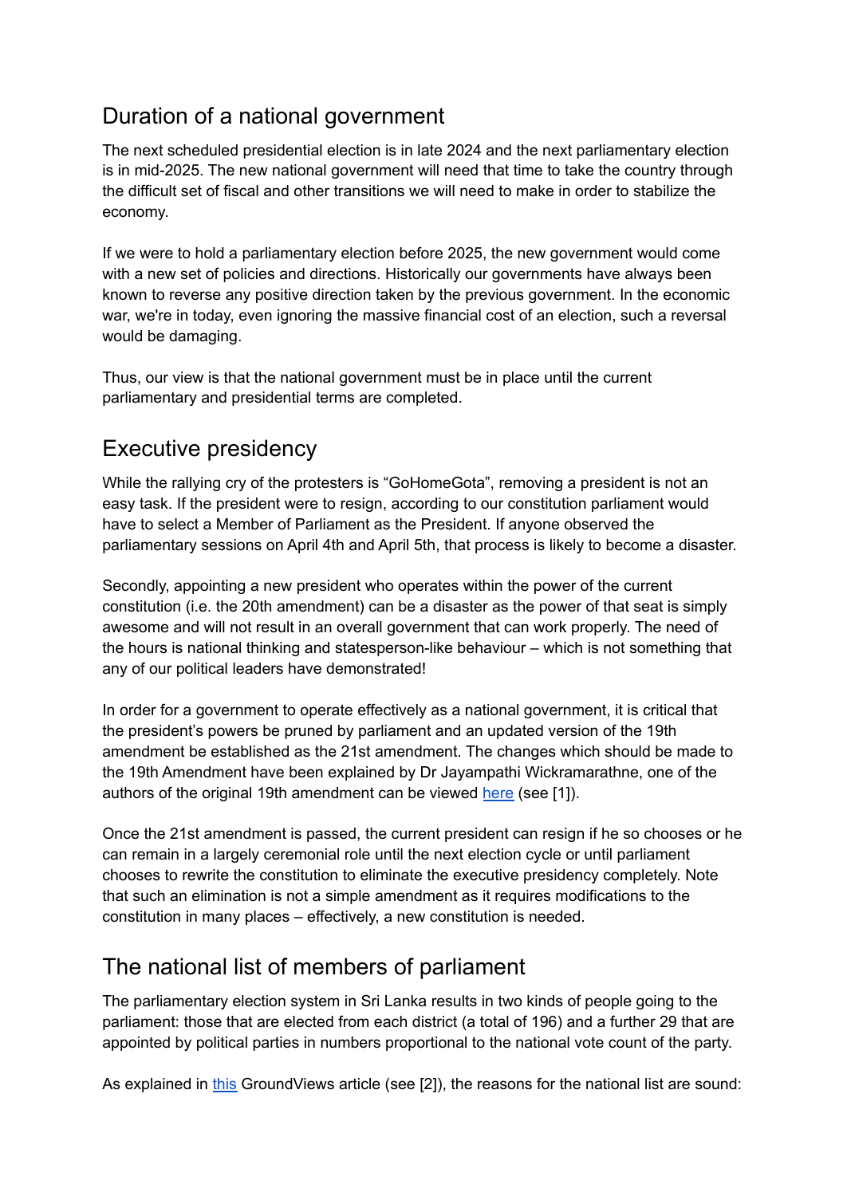## Duration of a national government

The next scheduled presidential election is in late 2024 and the next parliamentary election is in mid-2025. The new national government will need that time to take the country through the difficult set of fiscal and other transitions we will need to make in order to stabilize the economy.

If we were to hold a parliamentary election before 2025, the new government would come with a new set of policies and directions. Historically our governments have always been known to reverse any positive direction taken by the previous government. In the economic war, we're in today, even ignoring the massive financial cost of an election, such a reversal would be damaging.

Thus, our view is that the national government must be in place until the current parliamentary and presidential terms are completed.

## Executive presidency

While the rallying cry of the protesters is "GoHomeGota", removing a president is not an easy task. If the president were to resign, according to our constitution parliament would have to select a Member of Parliament as the President. If anyone observed the parliamentary sessions on April 4th and April 5th, that process is likely to become a disaster.

Secondly, appointing a new president who operates within the power of the current constitution (i.e. the 20th amendment) can be a disaster as the power of that seat is simply awesome and will not result in an overall government that can work properly. The need of the hours is national thinking and statesperson-like behaviour – which is not something that any of our political leaders have demonstrated!

In order for a government to operate effectively as a national government, it is critical that the president's powers be pruned by parliament and an updated version of the 19th amendment be established as the 21st amendment. The changes which should be made to the 19th Amendment have been explained by Dr Jayampathi Wickramarathne, one of the authors of the original 19th amendment can be viewed here (see [1]).

Once the 21st amendment is passed, the current president can resign if he so chooses or he can remain in a largely ceremonial role until the next election cycle or until parliament chooses to rewrite the constitution to eliminate the executive presidency completely. Note that such an elimination is not a simple amendment as it requires modifications to the constitution in many places – effectively, a new constitution is needed.

## The national list of members of parliament

The parliamentary election system in Sri Lanka results in two kinds of people going to the parliament: those that are elected from each district (a total of 196) and a further 29 that are appointed by political parties in numbers proportional to the national vote count of the party.

As explained in this GroundViews article (see [2]), the reasons for the national list are sound: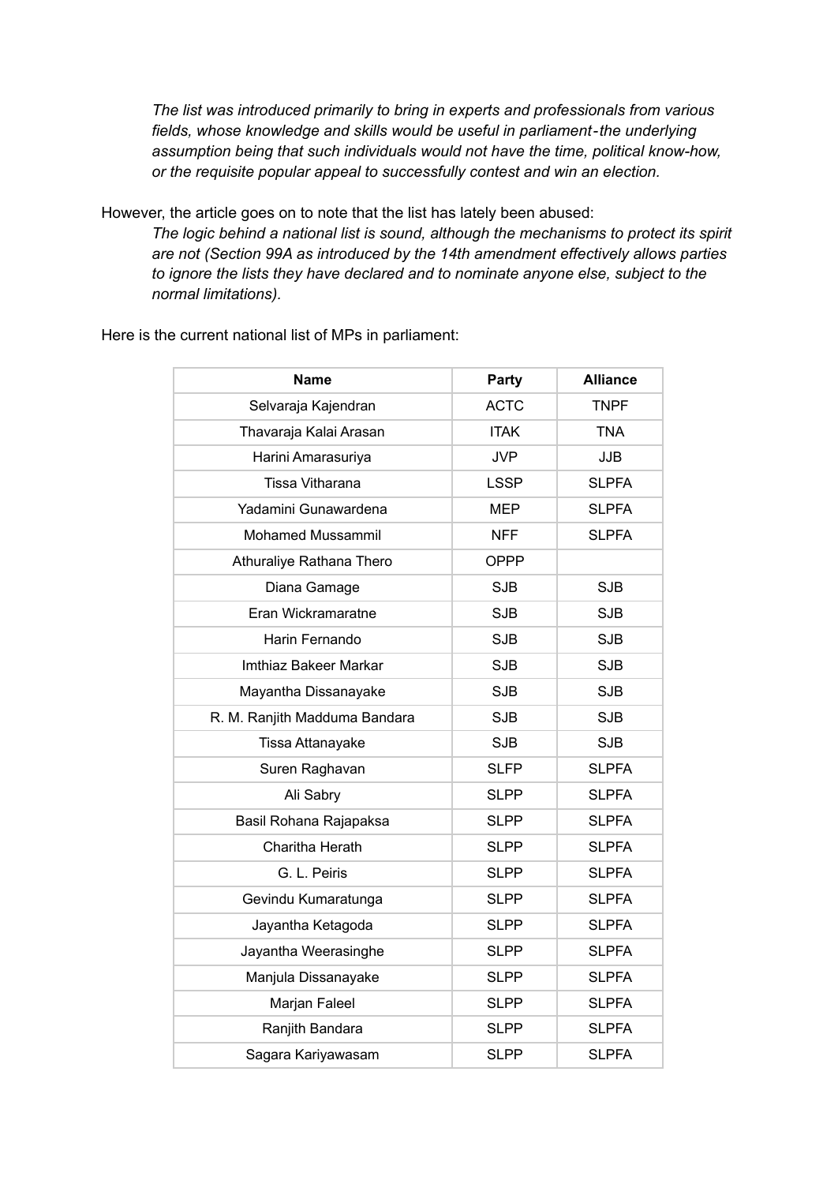> *The list was introduced primarily to bring in experts and professionals from various fields, whose knowledge and skills would be useful in parliament-the underlying assumption being that such individuals would not have the time, political know-how, or the requisite popular appeal to successfully contest and win an election.*

However, the article goes on to note that the list has lately been abused:

> *The logic behind a national list is sound, although the mechanisms to protect its spirit are not (Section 99A as introduced by the 14th amendment effectively allows parties to ignore the lists they have declared and to nominate anyone else, subject to the normal limitations).*

Here is the current national list of MPs in parliament:

| Name | Party | Alliance |
|---|---|---|
| Selvaraja Kajendran | ACTC | TNPF |
| Thavaraja Kalai Arasan | ITAK | TNA |
| Harini Amarasuriya | JVP | JJB |
| Tissa Vitharana | LSSP | SLPFA |
| Yadamini Gunawardena | MEP | SLPFA |
| Mohamed Mussammil | NFF | SLPFA |
| Athuraliye Rathana Thero | OPPP | |
| Diana Gamage | SJB | SJB |
| Eran Wickramaratne | SJB | SJB |
| Harin Fernando | SJB | SJB |
| Imthiaz Bakeer Markar | SJB | SJB |
| Mayantha Dissanayake | SJB | SJB |
| R. M. Ranjith Madduma Bandara | SJB | SJB |
| Tissa Attanayake | SJB | SJB |
| Suren Raghavan | SLFP | SLPFA |
| Ali Sabry | SLPP | SLPFA |
| Basil Rohana Rajapaksa | SLPP | SLPFA |
| Charitha Herath | SLPP | SLPFA |
| G. L. Peiris | SLPP | SLPFA |
| Gevindu Kumaratunga | SLPP | SLPFA |
| Jayantha Ketagoda | SLPP | SLPFA |
| Jayantha Weerasinghe | SLPP | SLPFA |
| Manjula Dissanayake | SLPP | SLPFA |
| Marjan Faleel | SLPP | SLPFA |
| Ranjith Bandara | SLPP | SLPFA |
| Sagara Kariyawasam | SLPP | SLPFA |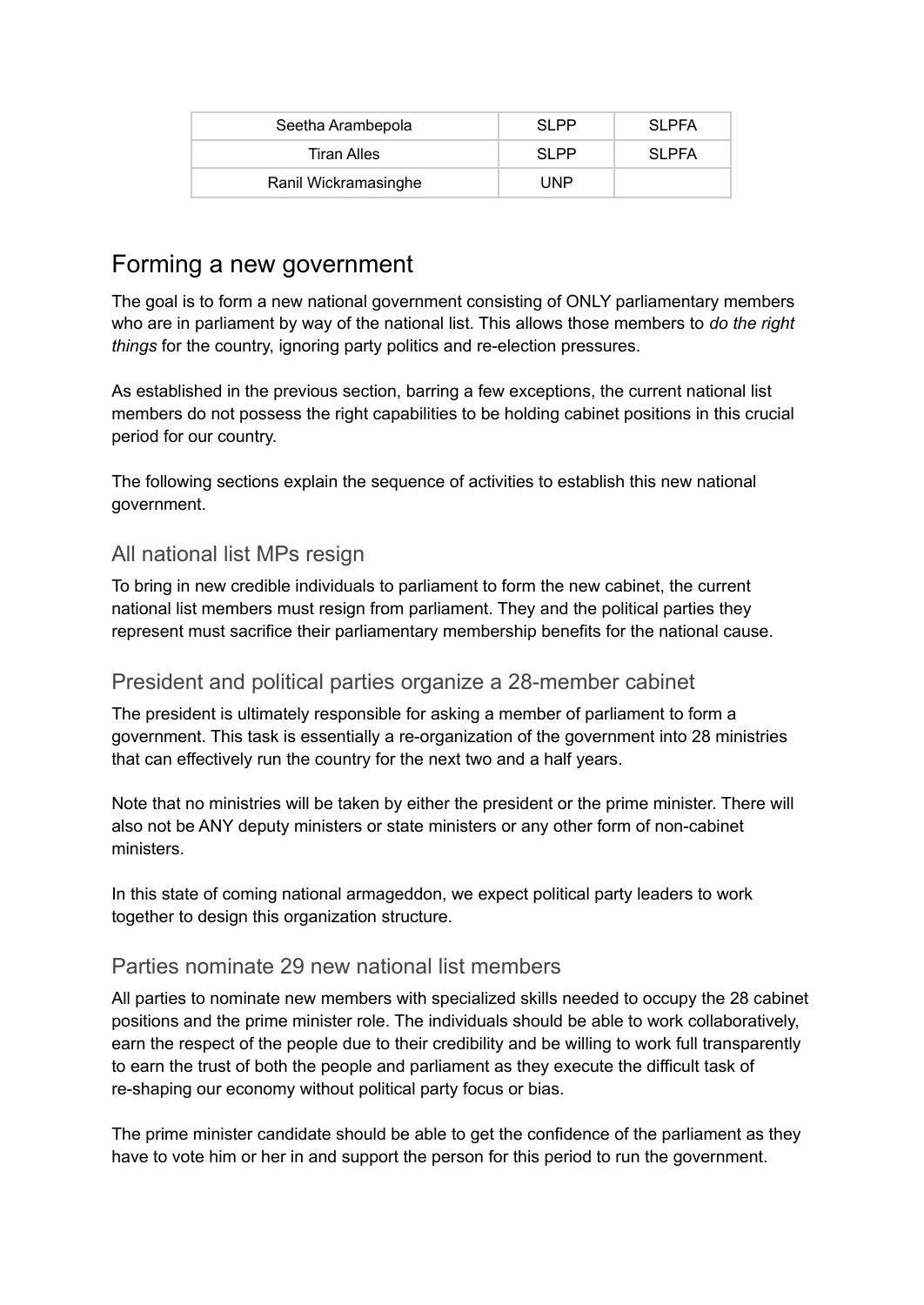| Seetha Arambepola | SLPP | SLPFA |
|---|---|---|
| Tiran Alles | SLPP | SLPFA |
| Ranil Wickramasinghe | UNP | |

## Forming a new government

The goal is to form a new national government consisting of ONLY parliamentary members who are in parliament by way of the national list. This allows those members to *do the right things* for the country, ignoring party politics and re-election pressures.

As established in the previous section, barring a few exceptions, the current national list members do not possess the right capabilities to be holding cabinet positions in this crucial period for our country.

The following sections explain the sequence of activities to establish this new national government.

### All national list MPs resign

To bring in new credible individuals to parliament to form the new cabinet, the current national list members must resign from parliament. They and the political parties they represent must sacrifice their parliamentary membership benefits for the national cause.

### President and political parties organize a 28-member cabinet

The president is ultimately responsible for asking a member of parliament to form a government. This task is essentially a re-organization of the government into 28 ministries that can effectively run the country for the next two and a half years.

Note that no ministries will be taken by either the president or the prime minister. There will also not be ANY deputy ministers or state ministers or any other form of non-cabinet ministers.

In this state of coming national armageddon, we expect political party leaders to work together to design this organization structure.

### Parties nominate 29 new national list members

All parties to nominate new members with specialized skills needed to occupy the 28 cabinet positions and the prime minister role. The individuals should be able to work collaboratively, earn the respect of the people due to their credibility and be willing to work full transparently to earn the trust of both the people and parliament as they execute the difficult task of re-shaping our economy without political party focus or bias.

The prime minister candidate should be able to get the confidence of the parliament as they have to vote him or her in and support the person for this period to run the government.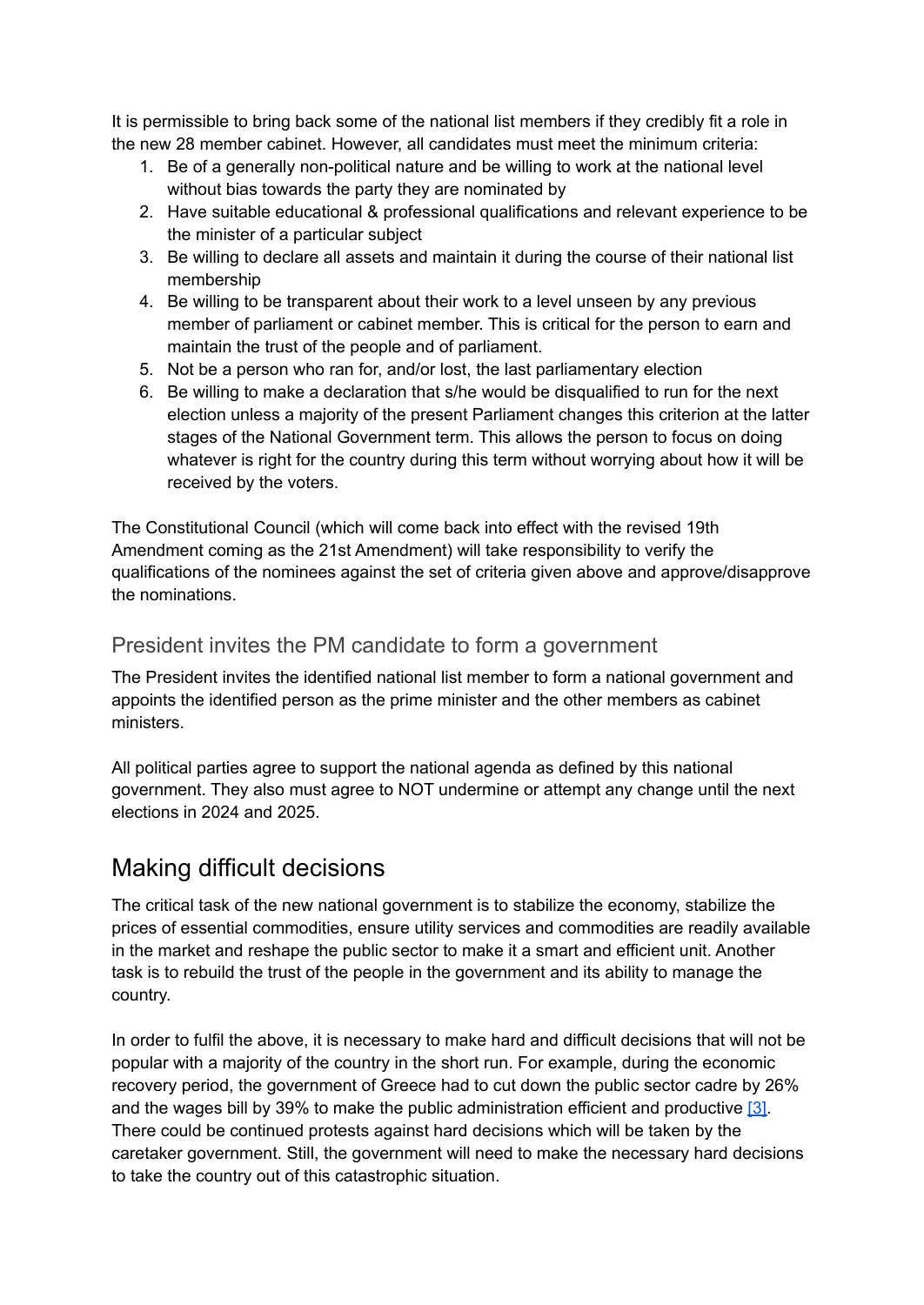It is permissible to bring back some of the national list members if they credibly fit a role in the new 28 member cabinet. However, all candidates must meet the minimum criteria:

1. Be of a generally non-political nature and be willing to work at the national level without bias towards the party they are nominated by
2. Have suitable educational & professional qualifications and relevant experience to be the minister of a particular subject
3. Be willing to declare all assets and maintain it during the course of their national list membership
4. Be willing to be transparent about their work to a level unseen by any previous member of parliament or cabinet member. This is critical for the person to earn and maintain the trust of the people and of parliament.
5. Not be a person who ran for, and/or lost, the last parliamentary election
6. Be willing to make a declaration that s/he would be disqualified to run for the next election unless a majority of the present Parliament changes this criterion at the latter stages of the National Government term. This allows the person to focus on doing whatever is right for the country during this term without worrying about how it will be received by the voters.

The Constitutional Council (which will come back into effect with the revised 19th Amendment coming as the 21st Amendment) will take responsibility to verify the qualifications of the nominees against the set of criteria given above and approve/disapprove the nominations.

### President invites the PM candidate to form a government

The President invites the identified national list member to form a national government and appoints the identified person as the prime minister and the other members as cabinet ministers.

All political parties agree to support the national agenda as defined by this national government. They also must agree to NOT undermine or attempt any change until the next elections in 2024 and 2025.

## Making difficult decisions

The critical task of the new national government is to stabilize the economy, stabilize the prices of essential commodities, ensure utility services and commodities are readily available in the market and reshape the public sector to make it a smart and efficient unit. Another task is to rebuild the trust of the people in the government and its ability to manage the country.

In order to fulfil the above, it is necessary to make hard and difficult decisions that will not be popular with a majority of the country in the short run. For example, during the economic recovery period, the government of Greece had to cut down the public sector cadre by 26% and the wages bill by 39% to make the public administration efficient and productive [3]. There could be continued protests against hard decisions which will be taken by the caretaker government. Still, the government will need to make the necessary hard decisions to take the country out of this catastrophic situation.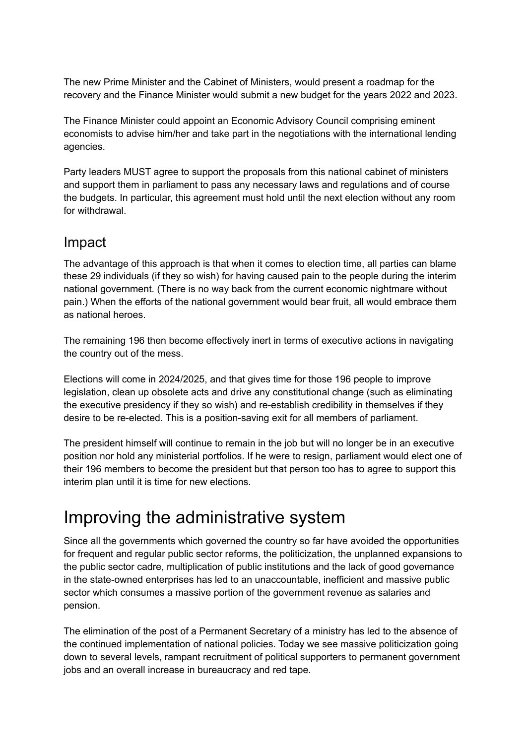The new Prime Minister and the Cabinet of Ministers, would present a roadmap for the recovery and the Finance Minister would submit a new budget for the years 2022 and 2023.

The Finance Minister could appoint an Economic Advisory Council comprising eminent economists to advise him/her and take part in the negotiations with the international lending agencies.

Party leaders MUST agree to support the proposals from this national cabinet of ministers and support them in parliament to pass any necessary laws and regulations and of course the budgets. In particular, this agreement must hold until the next election without any room for withdrawal.

## Impact

The advantage of this approach is that when it comes to election time, all parties can blame these 29 individuals (if they so wish) for having caused pain to the people during the interim national government. (There is no way back from the current economic nightmare without pain.) When the efforts of the national government would bear fruit, all would embrace them as national heroes.

The remaining 196 then become effectively inert in terms of executive actions in navigating the country out of the mess.

Elections will come in 2024/2025, and that gives time for those 196 people to improve legislation, clean up obsolete acts and drive any constitutional change (such as eliminating the executive presidency if they so wish) and re-establish credibility in themselves if they desire to be re-elected. This is a position-saving exit for all members of parliament.

The president himself will continue to remain in the job but will no longer be in an executive position nor hold any ministerial portfolios. If he were to resign, parliament would elect one of their 196 members to become the president but that person too has to agree to support this interim plan until it is time for new elections.

# Improving the administrative system

Since all the governments which governed the country so far have avoided the opportunities for frequent and regular public sector reforms, the politicization, the unplanned expansions to the public sector cadre, multiplication of public institutions and the lack of good governance in the state-owned enterprises has led to an unaccountable, inefficient and massive public sector which consumes a massive portion of the government revenue as salaries and pension.

The elimination of the post of a Permanent Secretary of a ministry has led to the absence of the continued implementation of national policies. Today we see massive politicization going down to several levels, rampant recruitment of political supporters to permanent government jobs and an overall increase in bureaucracy and red tape.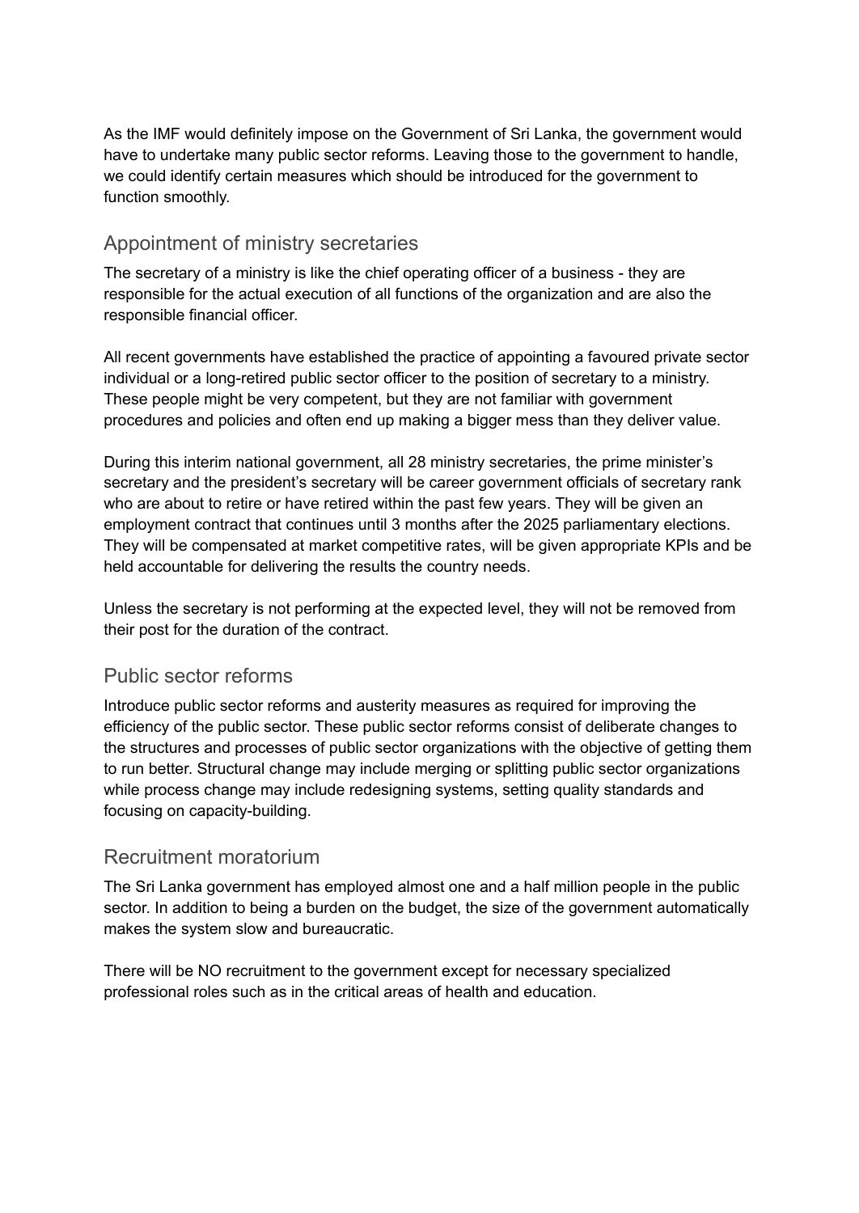As the IMF would definitely impose on the Government of Sri Lanka, the government would have to undertake many public sector reforms. Leaving those to the government to handle, we could identify certain measures which should be introduced for the government to function smoothly.

## Appointment of ministry secretaries

The secretary of a ministry is like the chief operating officer of a business - they are responsible for the actual execution of all functions of the organization and are also the responsible financial officer.

All recent governments have established the practice of appointing a favoured private sector individual or a long-retired public sector officer to the position of secretary to a ministry. These people might be very competent, but they are not familiar with government procedures and policies and often end up making a bigger mess than they deliver value.

During this interim national government, all 28 ministry secretaries, the prime minister's secretary and the president's secretary will be career government officials of secretary rank who are about to retire or have retired within the past few years. They will be given an employment contract that continues until 3 months after the 2025 parliamentary elections. They will be compensated at market competitive rates, will be given appropriate KPIs and be held accountable for delivering the results the country needs.

Unless the secretary is not performing at the expected level, they will not be removed from their post for the duration of the contract.

## Public sector reforms

Introduce public sector reforms and austerity measures as required for improving the efficiency of the public sector. These public sector reforms consist of deliberate changes to the structures and processes of public sector organizations with the objective of getting them to run better. Structural change may include merging or splitting public sector organizations while process change may include redesigning systems, setting quality standards and focusing on capacity-building.

## Recruitment moratorium

The Sri Lanka government has employed almost one and a half million people in the public sector. In addition to being a burden on the budget, the size of the government automatically makes the system slow and bureaucratic.

There will be NO recruitment to the government except for necessary specialized professional roles such as in the critical areas of health and education.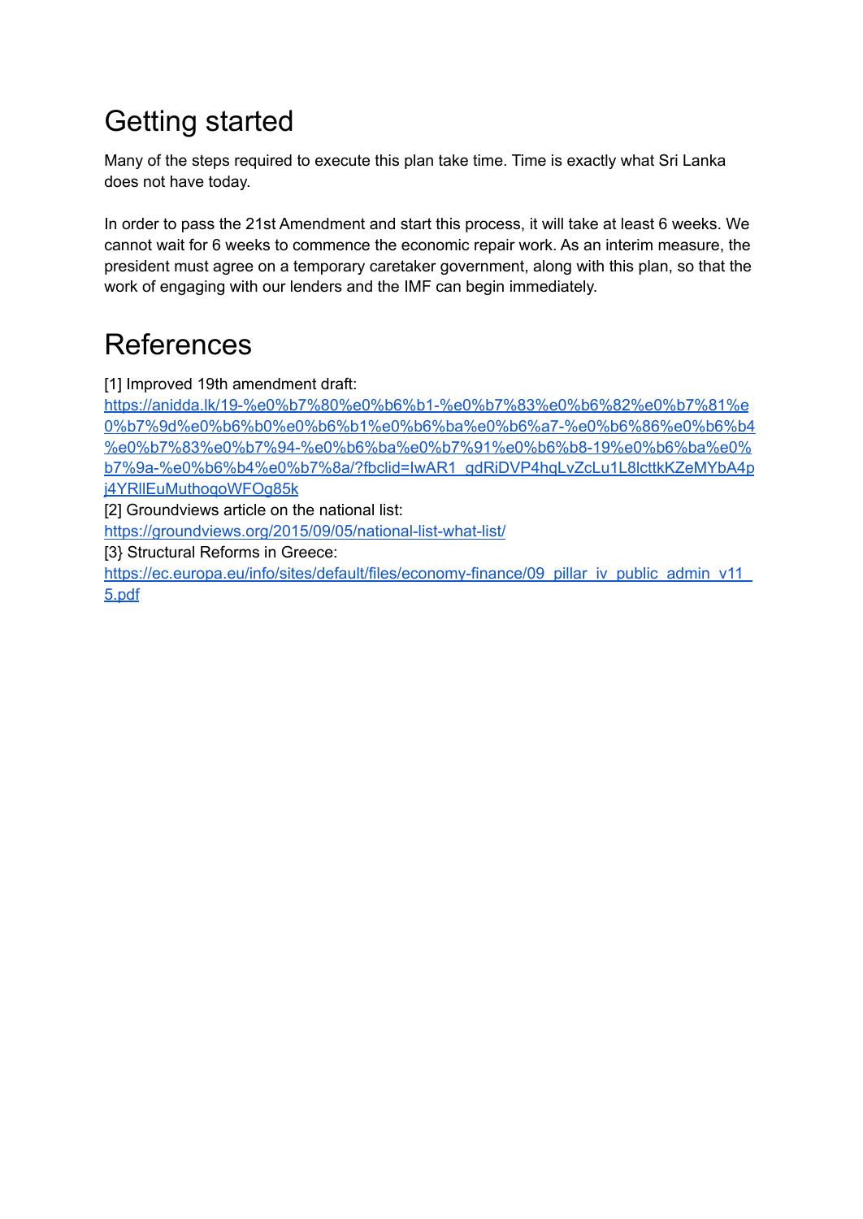# Getting started

Many of the steps required to execute this plan take time. Time is exactly what Sri Lanka does not have today.

In order to pass the 21st Amendment and start this process, it will take at least 6 weeks. We cannot wait for 6 weeks to commence the economic repair work. As an interim measure, the president must agree on a temporary caretaker government, along with this plan, so that the work of engaging with our lenders and the IMF can begin immediately.

# References

[1] Improved 19th amendment draft:
https://anidda.lk/19-%e0%b7%80%e0%b6%b1-%e0%b7%83%e0%b6%82%e0%b7%81%e0%b7%9d%e0%b6%b0%e0%b6%b1%e0%b6%ba%e0%b6%a7-%e0%b6%86%e0%b6%b4%e0%b7%83%e0%b7%94-%e0%b6%ba%e0%b7%91%e0%b6%b8-19%e0%b6%ba%e0%b7%9a-%e0%b6%b4%e0%b7%8a/?fbclid=IwAR1_gdRiDVP4hqLvZcLu1L8lcttkKZeMYbA4pj4YRllEuMuthoqoWFOg85k
[2] Groundviews article on the national list:
https://groundviews.org/2015/09/05/national-list-what-list/
[3} Structural Reforms in Greece:
https://ec.europa.eu/info/sites/default/files/economy-finance/09_pillar_iv_public_admin_v11_5.pdf